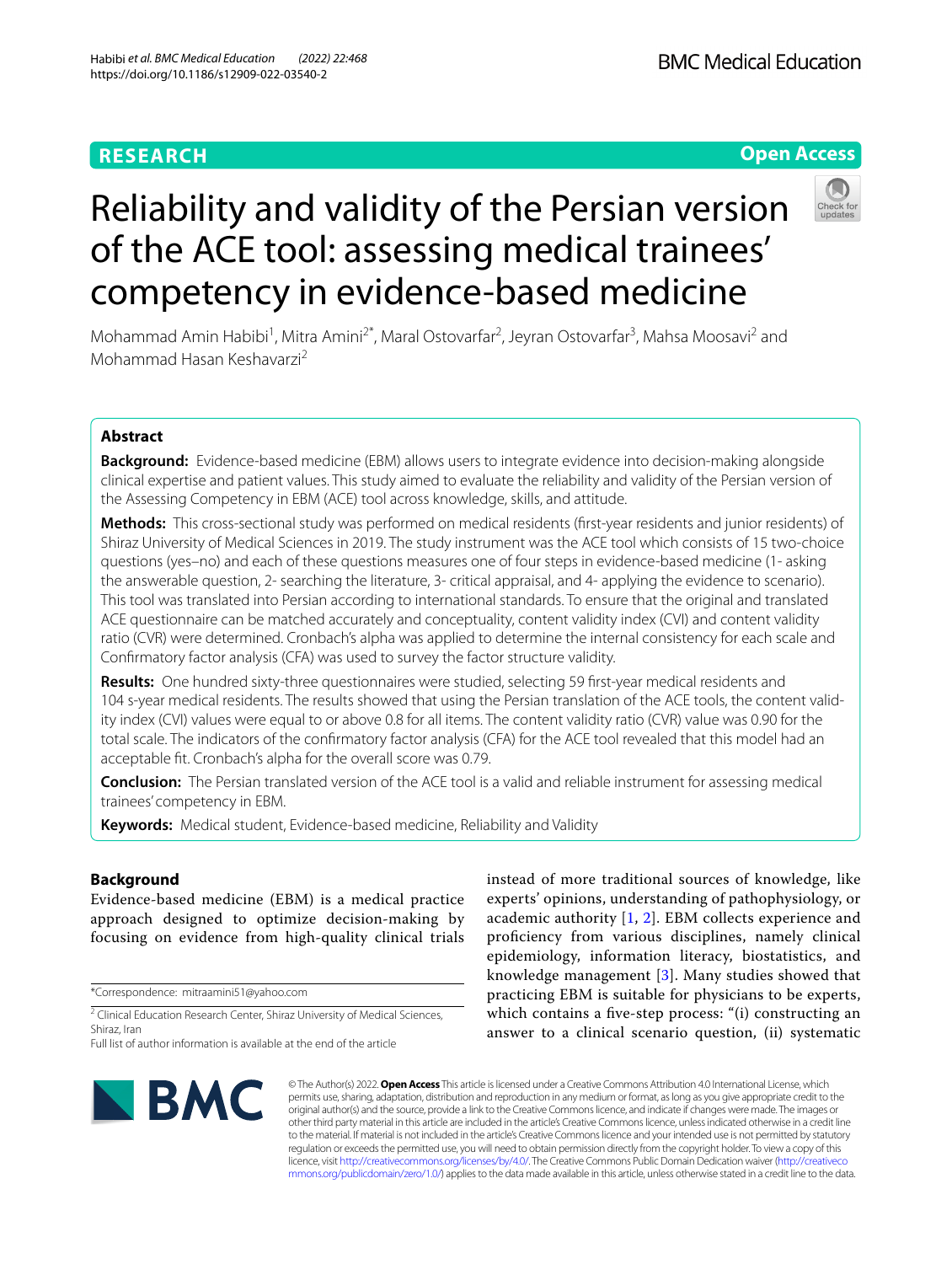RESEARCH

Open Access

# Reliability and validity of the Persian version of the ACE tool: assessing medical trainees' competency in evidence-based medicine

Mohammad Amin Habibi[1], Mitra Amini[2*], Maral Ostovarfar[2], Jeyran Ostovarfar[3], Mahsa Moosavi[2] and Mohammad Hasan Keshavarzi[2]

## Abstract

**Background:** Evidence-based medicine (EBM) allows users to integrate evidence into decision-making alongside clinical expertise and patient values. This study aimed to evaluate the reliability and validity of the Persian version of the Assessing Competency in EBM (ACE) tool across knowledge, skills, and attitude.

**Methods:** This cross-sectional study was performed on medical residents (first-year residents and junior residents) of Shiraz University of Medical Sciences in 2019. The study instrument was the ACE tool which consists of 15 two-choice questions (yes–no) and each of these questions measures one of four steps in evidence-based medicine (1- asking the answerable question, 2- searching the literature, 3- critical appraisal, and 4- applying the evidence to scenario). This tool was translated into Persian according to international standards. To ensure that the original and translated ACE questionnaire can be matched accurately and conceptuality, content validity index (CVI) and content validity ratio (CVR) were determined. Cronbach's alpha was applied to determine the internal consistency for each scale and Confirmatory factor analysis (CFA) was used to survey the factor structure validity.

**Results:** One hundred sixty-three questionnaires were studied, selecting 59 first-year medical residents and 104 s-year medical residents. The results showed that using the Persian translation of the ACE tools, the content validity index (CVI) values were equal to or above 0.8 for all items. The content validity ratio (CVR) value was 0.90 for the total scale. The indicators of the confirmatory factor analysis (CFA) for the ACE tool revealed that this model had an acceptable fit. Cronbach's alpha for the overall score was 0.79.

**Conclusion:** The Persian translated version of the ACE tool is a valid and reliable instrument for assessing medical trainees' competency in EBM.

**Keywords:** Medical student, Evidence-based medicine, Reliability and Validity

## Background

Evidence-based medicine (EBM) is a medical practice approach designed to optimize decision-making by focusing on evidence from high-quality clinical trials instead of more traditional sources of knowledge, like experts' opinions, understanding of pathophysiology, or academic authority [1, 2]. EBM collects experience and proficiency from various disciplines, namely clinical epidemiology, information literacy, biostatistics, and knowledge management [3]. Many studies showed that practicing EBM is suitable for physicians to be experts, which contains a five-step process: "(i) constructing an answer to a clinical scenario question, (ii) systematic

*Correspondence: mitraamini51@yahoo.com

[2] Clinical Education Research Center, Shiraz University of Medical Sciences, Shiraz, Iran

Full list of author information is available at the end of the article

© The Author(s) 2022. **Open Access** This article is licensed under a Creative Commons Attribution 4.0 International License, which permits use, sharing, adaptation, distribution and reproduction in any medium or format, as long as you give appropriate credit to the original author(s) and the source, provide a link to the Creative Commons licence, and indicate if changes were made. The images or other third party material in this article are included in the article's Creative Commons licence, unless indicated otherwise in a credit line to the material. If material is not included in the article's Creative Commons licence and your intended use is not permitted by statutory regulation or exceeds the permitted use, you will need to obtain permission directly from the copyright holder. To view a copy of this licence, visit http://creativecommons.org/licenses/by/4.0/. The Creative Commons Public Domain Dedication waiver (http://creativecommons.org/publicdomain/zero/1.0/) applies to the data made available in this article, unless otherwise stated in a credit line to the data.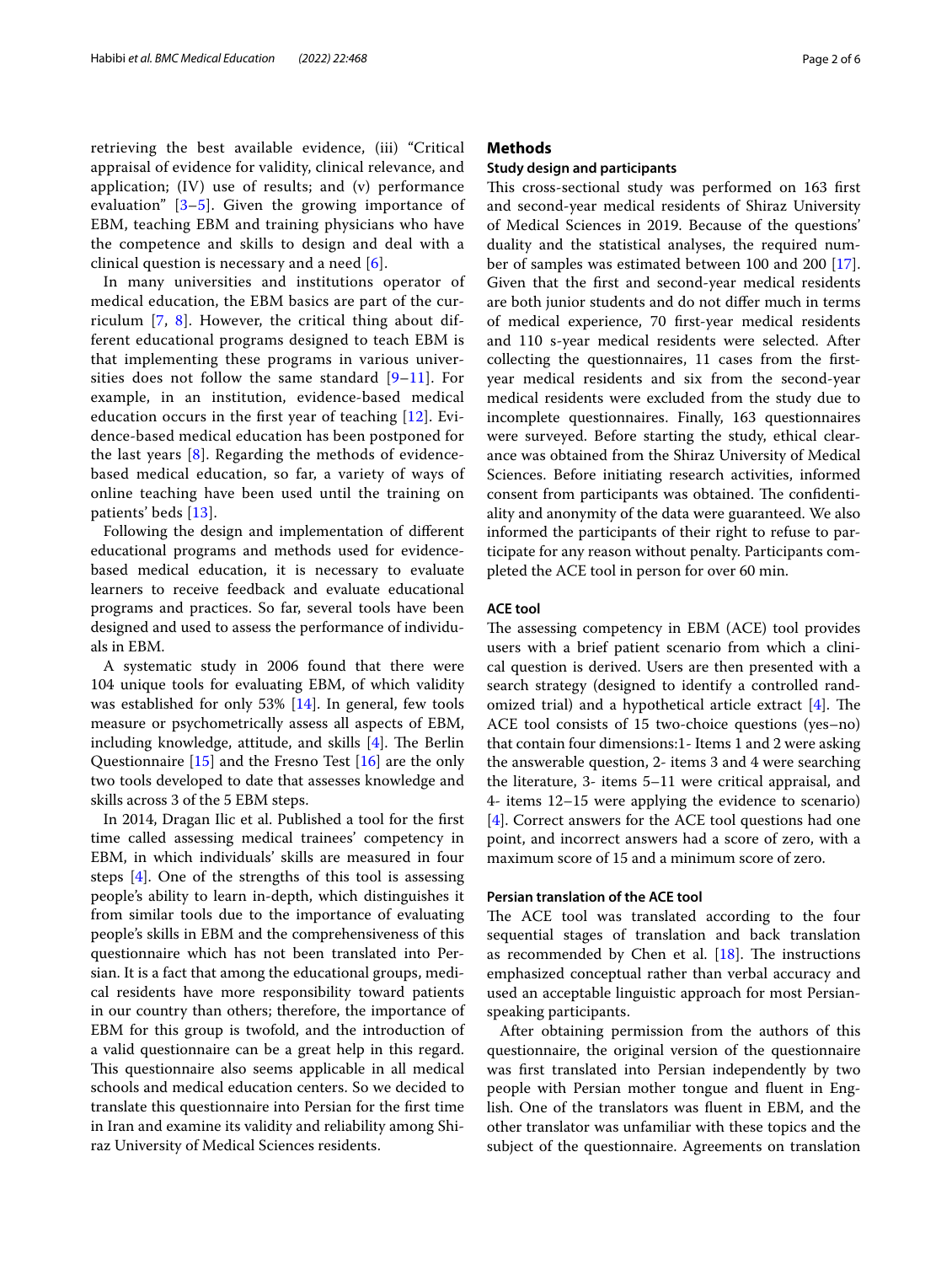retrieving the best available evidence, (iii) "Critical appraisal of evidence for validity, clinical relevance, and application; (IV) use of results; and (v) performance evaluation" [3–5]. Given the growing importance of EBM, teaching EBM and training physicians who have the competence and skills to design and deal with a clinical question is necessary and a need [6].

In many universities and institutions operator of medical education, the EBM basics are part of the curriculum [7, 8]. However, the critical thing about different educational programs designed to teach EBM is that implementing these programs in various universities does not follow the same standard [9–11]. For example, in an institution, evidence-based medical education occurs in the first year of teaching [12]. Evidence-based medical education has been postponed for the last years [8]. Regarding the methods of evidence-based medical education, so far, a variety of ways of online teaching have been used until the training on patients' beds [13].

Following the design and implementation of different educational programs and methods used for evidence-based medical education, it is necessary to evaluate learners to receive feedback and evaluate educational programs and practices. So far, several tools have been designed and used to assess the performance of individuals in EBM.

A systematic study in 2006 found that there were 104 unique tools for evaluating EBM, of which validity was established for only 53% [14]. In general, few tools measure or psychometrically assess all aspects of EBM, including knowledge, attitude, and skills [4]. The Berlin Questionnaire [15] and the Fresno Test [16] are the only two tools developed to date that assesses knowledge and skills across 3 of the 5 EBM steps.

In 2014, Dragan Ilic et al. Published a tool for the first time called assessing medical trainees' competency in EBM, in which individuals' skills are measured in four steps [4]. One of the strengths of this tool is assessing people's ability to learn in-depth, which distinguishes it from similar tools due to the importance of evaluating people's skills in EBM and the comprehensiveness of this questionnaire which has not been translated into Persian. It is a fact that among the educational groups, medical residents have more responsibility toward patients in our country than others; therefore, the importance of EBM for this group is twofold, and the introduction of a valid questionnaire can be a great help in this regard. This questionnaire also seems applicable in all medical schools and medical education centers. So we decided to translate this questionnaire into Persian for the first time in Iran and examine its validity and reliability among Shiraz University of Medical Sciences residents.

## Methods

### Study design and participants

This cross-sectional study was performed on 163 first and second-year medical residents of Shiraz University of Medical Sciences in 2019. Because of the questions' duality and the statistical analyses, the required number of samples was estimated between 100 and 200 [17]. Given that the first and second-year medical residents are both junior students and do not differ much in terms of medical experience, 70 first-year medical residents and 110 s-year medical residents were selected. After collecting the questionnaires, 11 cases from the first-year medical residents and six from the second-year medical residents were excluded from the study due to incomplete questionnaires. Finally, 163 questionnaires were surveyed. Before starting the study, ethical clearance was obtained from the Shiraz University of Medical Sciences. Before initiating research activities, informed consent from participants was obtained. The confidentiality and anonymity of the data were guaranteed. We also informed the participants of their right to refuse to participate for any reason without penalty. Participants completed the ACE tool in person for over 60 min.

### ACE tool

The assessing competency in EBM (ACE) tool provides users with a brief patient scenario from which a clinical question is derived. Users are then presented with a search strategy (designed to identify a controlled randomized trial) and a hypothetical article extract [4]. The ACE tool consists of 15 two-choice questions (yes–no) that contain four dimensions:1- Items 1 and 2 were asking the answerable question, 2- items 3 and 4 were searching the literature, 3- items 5–11 were critical appraisal, and 4- items 12–15 were applying the evidence to scenario) [4]. Correct answers for the ACE tool questions had one point, and incorrect answers had a score of zero, with a maximum score of 15 and a minimum score of zero.

### Persian translation of the ACE tool

The ACE tool was translated according to the four sequential stages of translation and back translation as recommended by Chen et al. [18]. The instructions emphasized conceptual rather than verbal accuracy and used an acceptable linguistic approach for most Persian-speaking participants.

After obtaining permission from the authors of this questionnaire, the original version of the questionnaire was first translated into Persian independently by two people with Persian mother tongue and fluent in English. One of the translators was fluent in EBM, and the other translator was unfamiliar with these topics and the subject of the questionnaire. Agreements on translation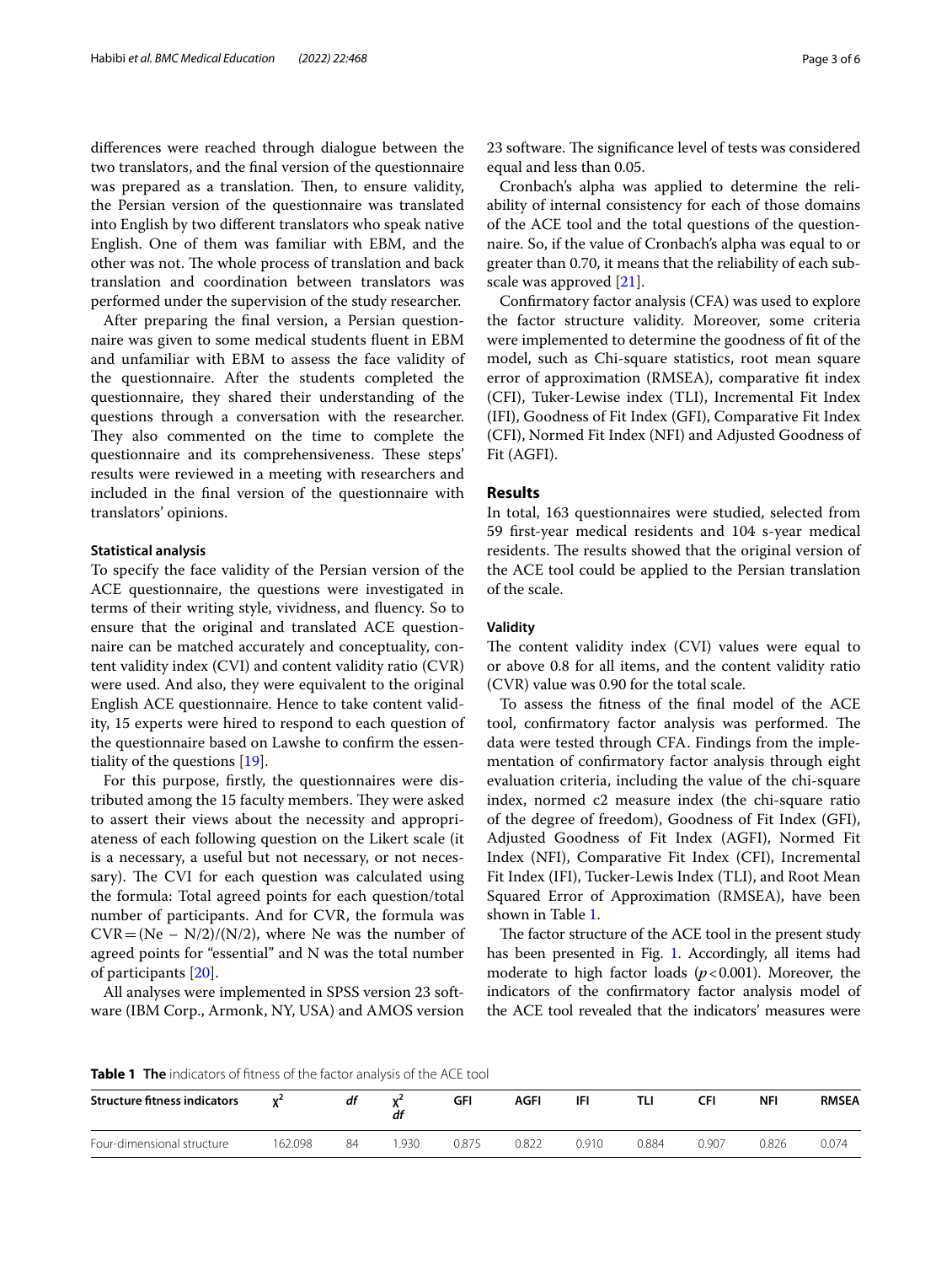differences were reached through dialogue between the two translators, and the final version of the questionnaire was prepared as a translation. Then, to ensure validity, the Persian version of the questionnaire was translated into English by two different translators who speak native English. One of them was familiar with EBM, and the other was not. The whole process of translation and back translation and coordination between translators was performed under the supervision of the study researcher.

After preparing the final version, a Persian questionnaire was given to some medical students fluent in EBM and unfamiliar with EBM to assess the face validity of the questionnaire. After the students completed the questionnaire, they shared their understanding of the questions through a conversation with the researcher. They also commented on the time to complete the questionnaire and its comprehensiveness. These steps' results were reviewed in a meeting with researchers and included in the final version of the questionnaire with translators' opinions.

### Statistical analysis

To specify the face validity of the Persian version of the ACE questionnaire, the questions were investigated in terms of their writing style, vividness, and fluency. So to ensure that the original and translated ACE questionnaire can be matched accurately and conceptuality, content validity index (CVI) and content validity ratio (CVR) were used. And also, they were equivalent to the original English ACE questionnaire. Hence to take content validity, 15 experts were hired to respond to each question of the questionnaire based on Lawshe to confirm the essentiality of the questions [19].

For this purpose, firstly, the questionnaires were distributed among the 15 faculty members. They were asked to assert their views about the necessity and appropriateness of each following question on the Likert scale (it is a necessary, a useful but not necessary, or not necessary). The CVI for each question was calculated using the formula: Total agreed points for each question/total number of participants. And for CVR, the formula was $CVR = (Ne - N/2)/(N/2)$, where Ne was the number of agreed points for "essential" and N was the total number of participants [20].

All analyses were implemented in SPSS version 23 software (IBM Corp., Armonk, NY, USA) and AMOS version 23 software. The significance level of tests was considered equal and less than 0.05.

Cronbach's alpha was applied to determine the reliability of internal consistency for each of those domains of the ACE tool and the total questions of the questionnaire. So, if the value of Cronbach's alpha was equal to or greater than 0.70, it means that the reliability of each subscale was approved [21].

Confirmatory factor analysis (CFA) was used to explore the factor structure validity. Moreover, some criteria were implemented to determine the goodness of fit of the model, such as Chi-square statistics, root mean square error of approximation (RMSEA), comparative fit index (CFI), Tuker-Lewise index (TLI), Incremental Fit Index (IFI), Goodness of Fit Index (GFI), Comparative Fit Index (CFI), Normed Fit Index (NFI) and Adjusted Goodness of Fit (AGFI).

## Results

In total, 163 questionnaires were studied, selected from 59 first-year medical residents and 104 s-year medical residents. The results showed that the original version of the ACE tool could be applied to the Persian translation of the scale.

### Validity

The content validity index (CVI) values were equal to or above 0.8 for all items, and the content validity ratio (CVR) value was 0.90 for the total scale.

To assess the fitness of the final model of the ACE tool, confirmatory factor analysis was performed. The data were tested through CFA. Findings from the implementation of confirmatory factor analysis through eight evaluation criteria, including the value of the chi-square index, normed c2 measure index (the chi-square ratio of the degree of freedom), Goodness of Fit Index (GFI), Adjusted Goodness of Fit Index (AGFI), Normed Fit Index (NFI), Comparative Fit Index (CFI), Incremental Fit Index (IFI), Tucker-Lewis Index (TLI), and Root Mean Squared Error of Approximation (RMSEA), have been shown in Table 1.

The factor structure of the ACE tool in the present study has been presented in Fig. 1. Accordingly, all items had moderate to high factor loads ($p < 0.001$). Moreover, the indicators of the confirmatory factor analysis model of the ACE tool revealed that the indicators' measures were

**Table 1 The** indicators of fitness of the factor analysis of the ACE tool

| Structure fitness indicators | $\chi^2$ | *df* | $\frac{\chi^2}{df}$ | GFI | AGFI | IFI | TLI | CFI | NFI | RMSEA |
|---|---|---|---|---|---|---|---|---|---|---|
| Four-dimensional structure | 162.098 | 84 | 1.930 | 0.875 | 0.822 | 0.910 | 0.884 | 0.907 | 0.826 | 0.074 |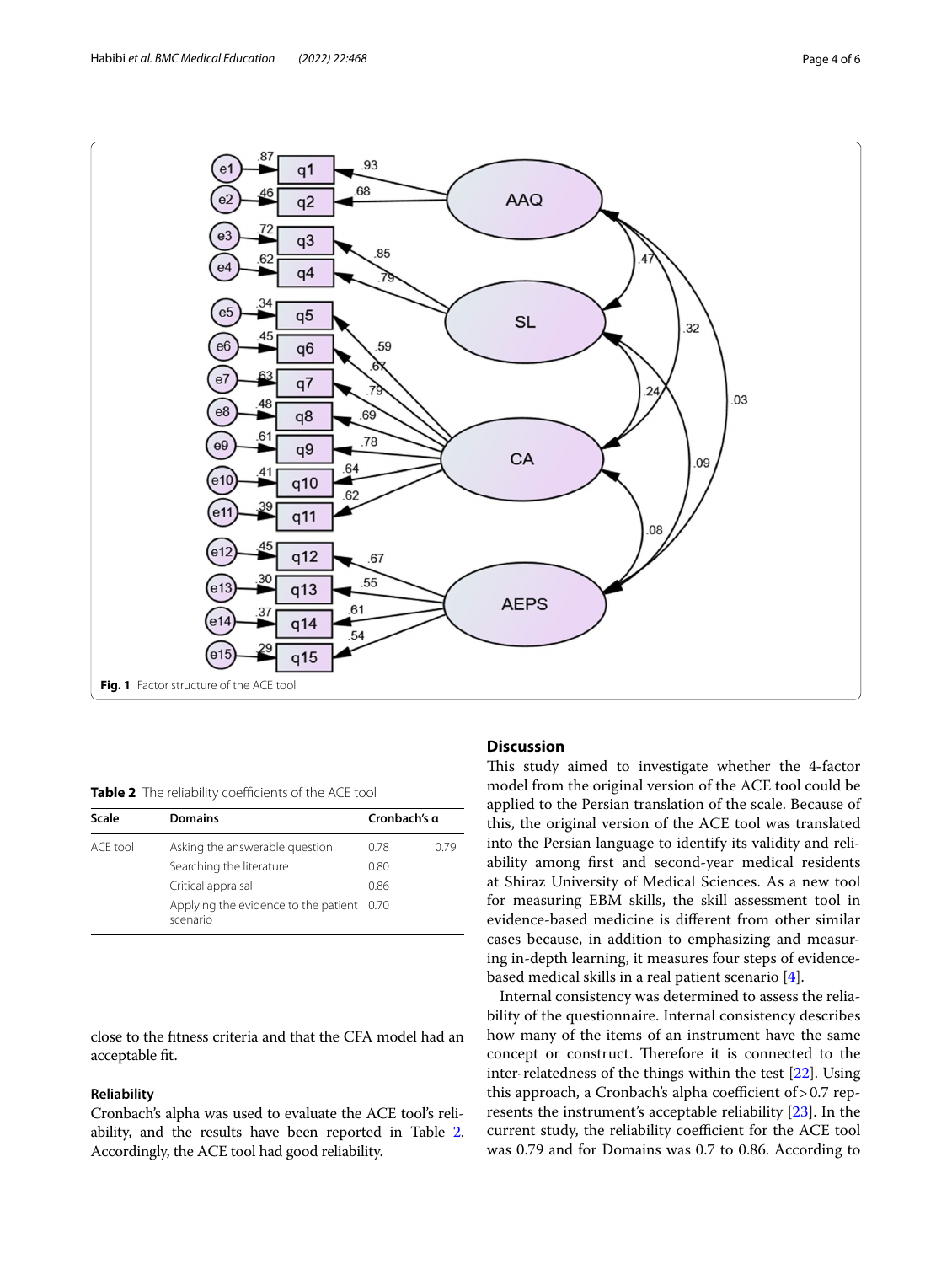Fig. 1 Factor structure of the ACE tool

**Table 2** The reliability coefficients of the ACE tool

| Scale | Domains | Cronbach's α | |
|---|---|---|---|
| ACE tool | Asking the answerable question | 0.78 | 0.79 |
| | Searching the literature | 0.80 | |
| | Critical appraisal | 0.86 | |
| | Applying the evidence to the patient scenario | 0.70 | |

close to the fitness criteria and that the CFA model had an acceptable fit.

### Reliability

Cronbach's alpha was used to evaluate the ACE tool's reliability, and the results have been reported in Table 2. Accordingly, the ACE tool had good reliability.

## Discussion

This study aimed to investigate whether the 4-factor model from the original version of the ACE tool could be applied to the Persian translation of the scale. Because of this, the original version of the ACE tool was translated into the Persian language to identify its validity and reliability among first and second-year medical residents at Shiraz University of Medical Sciences. As a new tool for measuring EBM skills, the skill assessment tool in evidence-based medicine is different from other similar cases because, in addition to emphasizing and measuring in-depth learning, it measures four steps of evidence-based medical skills in a real patient scenario [4].

Internal consistency was determined to assess the reliability of the questionnaire. Internal consistency describes how many of the items of an instrument have the same concept or construct. Therefore it is connected to the inter-relatedness of the things within the test [22]. Using this approach, a Cronbach's alpha coefficient of > 0.7 represents the instrument's acceptable reliability [23]. In the current study, the reliability coefficient for the ACE tool was 0.79 and for Domains was 0.7 to 0.86. According to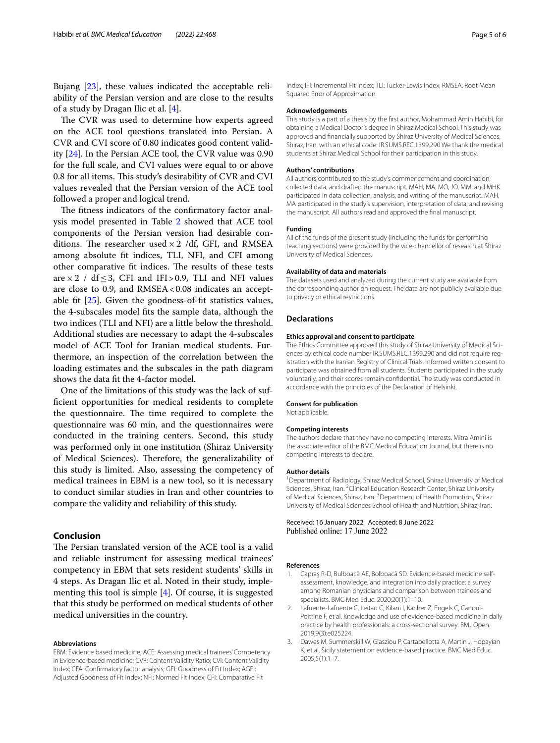Bujang [23], these values indicated the acceptable reliability of the Persian version and are close to the results of a study by Dragan Ilic et al. [4].

The CVR was used to determine how experts agreed on the ACE tool questions translated into Persian. A CVR and CVI score of 0.80 indicates good content validity [24]. In the Persian ACE tool, the CVR value was 0.90 for the full scale, and CVI values were equal to or above 0.8 for all items. This study's desirability of CVR and CVI values revealed that the Persian version of the ACE tool followed a proper and logical trend.

The fitness indicators of the confirmatory factor analysis model presented in Table 2 showed that ACE tool components of the Persian version had desirable conditions. The researcher used $\times 2$ /df, GFI, and RMSEA among absolute fit indices, TLI, NFI, and CFI among other comparative fit indices. The results of these tests are $\times 2$ / df $\leq 3$, CFI and IFI $> 0.9$, TLI and NFI values are close to 0.9, and RMSEA $< 0.08$ indicates an acceptable fit [25]. Given the goodness-of-fit statistics values, the 4-subscales model fits the sample data, although the two indices (TLI and NFI) are a little below the threshold. Additional studies are necessary to adapt the 4-subscales model of ACE Tool for Iranian medical students. Furthermore, an inspection of the correlation between the loading estimates and the subscales in the path diagram shows the data fit the 4-factor model.

One of the limitations of this study was the lack of sufficient opportunities for medical residents to complete the questionnaire. The time required to complete the questionnaire was 60 min, and the questionnaires were conducted in the training centers. Second, this study was performed only in one institution (Shiraz University of Medical Sciences). Therefore, the generalizability of this study is limited. Also, assessing the competency of medical trainees in EBM is a new tool, so it is necessary to conduct similar studies in Iran and other countries to compare the validity and reliability of this study.

## Conclusion

The Persian translated version of the ACE tool is a valid and reliable instrument for assessing medical trainees' competency in EBM that sets resident students' skills in 4 steps. As Dragan Ilic et al. Noted in their study, implementing this tool is simple [4]. Of course, it is suggested that this study be performed on medical students of other medical universities in the country.

#### Abbreviations

EBM: Evidence based medicine; ACE: Assessing medical trainees' Competency in Evidence-based medicine; CVR: Content Validity Ratio; CVI: Content Validity Index; CFA: Confirmatory factor analysis; GFI: Goodness of Fit Index; AGFI: Adjusted Goodness of Fit Index; NFI: Normed Fit Index; CFI: Comparative Fit Index; IFI: Incremental Fit Index; TLI: Tucker-Lewis Index; RMSEA: Root Mean Squared Error of Approximation.

#### Acknowledgements

This study is a part of a thesis by the first author, Mohammad Amin Habibi, for obtaining a Medical Doctor's degree in Shiraz Medical School. This study was approved and financially supported by Shiraz University of Medical Sciences, Shiraz, Iran, with an ethical code: IR.SUMS.REC.1399.290 We thank the medical students at Shiraz Medical School for their participation in this study.

#### Authors' contributions

All authors contributed to the study's commencement and coordination, collected data, and drafted the manuscript. MAH, MA, MO, JO, MM, and MHK participated in data collection, analysis, and writing of the manuscript. MAH, MA participated in the study's supervision, interpretation of data, and revising the manuscript. All authors read and approved the final manuscript.

#### Funding

All of the funds of the present study (including the funds for performing teaching sections) were provided by the vice-chancellor of research at Shiraz University of Medical Sciences.

#### Availability of data and materials

The datasets used and analyzed during the current study are available from the corresponding author on request. The data are not publicly available due to privacy or ethical restrictions.

## Declarations

#### Ethics approval and consent to participate

The Ethics Committee approved this study of Shiraz University of Medical Sciences by ethical code number IR.SUMS.REC.1399.290 and did not require registration with the Iranian Registry of Clinical Trials. Informed written consent to participate was obtained from all students. Students participated in the study voluntarily, and their scores remain confidential. The study was conducted in accordance with the principles of the Declaration of Helsinki.

#### Consent for publication

Not applicable.

#### Competing interests

The authors declare that they have no competing interests. Mitra Amini is the associate editor of the BMC Medical Education Journal, but there is no competing interests to declare.

#### Author details

[1]Department of Radiology, Shiraz Medical School, Shiraz University of Medical Sciences, Shiraz, Iran. [2]Clinical Education Research Center, Shiraz University of Medical Sciences, Shiraz, Iran. [3]Department of Health Promotion, Shiraz University of Medical Sciences School of Health and Nutrition, Shiraz, Iran.

Received: 16 January 2022 Accepted: 8 June 2022
Published online: 17 June 2022

#### References

1. Capraş R-D, Bulboacă AE, Bolboacă SD. Evidence-based medicine self-assessment, knowledge, and integration into daily practice: a survey among Romanian physicians and comparison between trainees and specialists. BMC Med Educ. 2020;20(1):1–10.
2. Lafuente-Lafuente C, Leitao C, Kilani I, Kacher Z, Engels C, Canouï-Poitrine F, et al. Knowledge and use of evidence-based medicine in daily practice by health professionals: a cross-sectional survey. BMJ Open. 2019;9(3):e025224.
3. Dawes M, Summerskill W, Glasziou P, Cartabellotta A, Martin J, Hopayian K, et al. Sicily statement on evidence-based practice. BMC Med Educ. 2005;5(1):1–7.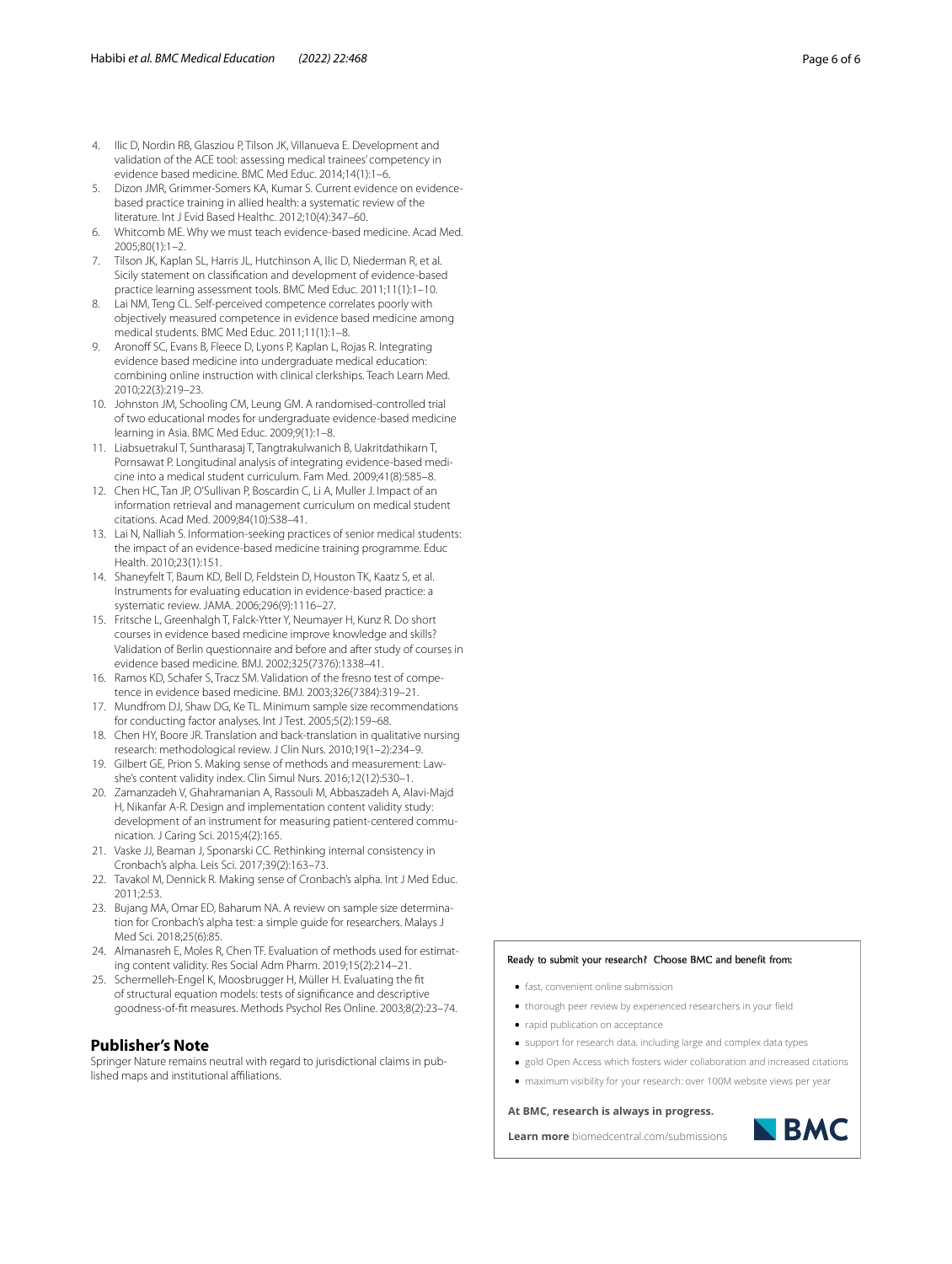4. Ilic D, Nordin RB, Glasziou P, Tilson JK, Villanueva E. Development and validation of the ACE tool: assessing medical trainees' competency in evidence based medicine. BMC Med Educ. 2014;14(1):1–6.
5. Dizon JMR, Grimmer-Somers KA, Kumar S. Current evidence on evidence-based practice training in allied health: a systematic review of the literature. Int J Evid Based Healthc. 2012;10(4):347–60.
6. Whitcomb ME. Why we must teach evidence-based medicine. Acad Med. 2005;80(1):1–2.
7. Tilson JK, Kaplan SL, Harris JL, Hutchinson A, Ilic D, Niederman R, et al. Sicily statement on classification and development of evidence-based practice learning assessment tools. BMC Med Educ. 2011;11(1):1–10.
8. Lai NM, Teng CL. Self-perceived competence correlates poorly with objectively measured competence in evidence based medicine among medical students. BMC Med Educ. 2011;11(1):1–8.
9. Aronoff SC, Evans B, Fleece D, Lyons P, Kaplan L, Rojas R. Integrating evidence based medicine into undergraduate medical education: combining online instruction with clinical clerkships. Teach Learn Med. 2010;22(3):219–23.
10. Johnston JM, Schooling CM, Leung GM. A randomised-controlled trial of two educational modes for undergraduate evidence-based medicine learning in Asia. BMC Med Educ. 2009;9(1):1–8.
11. Liabsuetrakul T, Suntharasaj T, Tangtrakulwanich B, Uakritdathikarn T, Pornsawat P. Longitudinal analysis of integrating evidence-based medicine into a medical student curriculum. Fam Med. 2009;41(8):585–8.
12. Chen HC, Tan JP, O'Sullivan P, Boscardin C, Li A, Muller J. Impact of an information retrieval and management curriculum on medical student citations. Acad Med. 2009;84(10):S38–41.
13. Lai N, Nalliah S. Information-seeking practices of senior medical students: the impact of an evidence-based medicine training programme. Educ Health. 2010;23(1):151.
14. Shaneyfelt T, Baum KD, Bell D, Feldstein D, Houston TK, Kaatz S, et al. Instruments for evaluating education in evidence-based practice: a systematic review. JAMA. 2006;296(9):1116–27.
15. Fritsche L, Greenhalgh T, Falck-Ytter Y, Neumayer H, Kunz R. Do short courses in evidence based medicine improve knowledge and skills? Validation of Berlin questionnaire and before and after study of courses in evidence based medicine. BMJ. 2002;325(7376):1338–41.
16. Ramos KD, Schafer S, Tracz SM. Validation of the fresno test of competence in evidence based medicine. BMJ. 2003;326(7384):319–21.
17. Mundfrom DJ, Shaw DG, Ke TL. Minimum sample size recommendations for conducting factor analyses. Int J Test. 2005;5(2):159–68.
18. Chen HY, Boore JR. Translation and back-translation in qualitative nursing research: methodological review. J Clin Nurs. 2010;19(1–2):234–9.
19. Gilbert GE, Prion S. Making sense of methods and measurement: Lawshe's content validity index. Clin Simul Nurs. 2016;12(12):530–1.
20. Zamanzadeh V, Ghahramanian A, Rassouli M, Abbaszadeh A, Alavi-Majd H, Nikanfar A-R. Design and implementation content validity study: development of an instrument for measuring patient-centered communication. J Caring Sci. 2015;4(2):165.
21. Vaske JJ, Beaman J, Sponarski CC. Rethinking internal consistency in Cronbach's alpha. Leis Sci. 2017;39(2):163–73.
22. Tavakol M, Dennick R. Making sense of Cronbach's alpha. Int J Med Educ. 2011;2:53.
23. Bujang MA, Omar ED, Baharum NA. A review on sample size determination for Cronbach's alpha test: a simple guide for researchers. Malays J Med Sci. 2018;25(6):85.
24. Almanasreh E, Moles R, Chen TF. Evaluation of methods used for estimating content validity. Res Social Adm Pharm. 2019;15(2):214–21.
25. Schermelleh-Engel K, Moosbrugger H, Müller H. Evaluating the fit of structural equation models: tests of significance and descriptive goodness-of-fit measures. Methods Psychol Res Online. 2003;8(2):23–74.

## Publisher's Note

Springer Nature remains neutral with regard to jurisdictional claims in published maps and institutional affiliations.

Ready to submit your research? Choose BMC and benefit from:

- fast, convenient online submission
- thorough peer review by experienced researchers in your field
- rapid publication on acceptance
- support for research data, including large and complex data types
- gold Open Access which fosters wider collaboration and increased citations
- maximum visibility for your research: over 100M website views per year

**At BMC, research is always in progress.**

**Learn more** biomedcentral.com/submissions

BMC